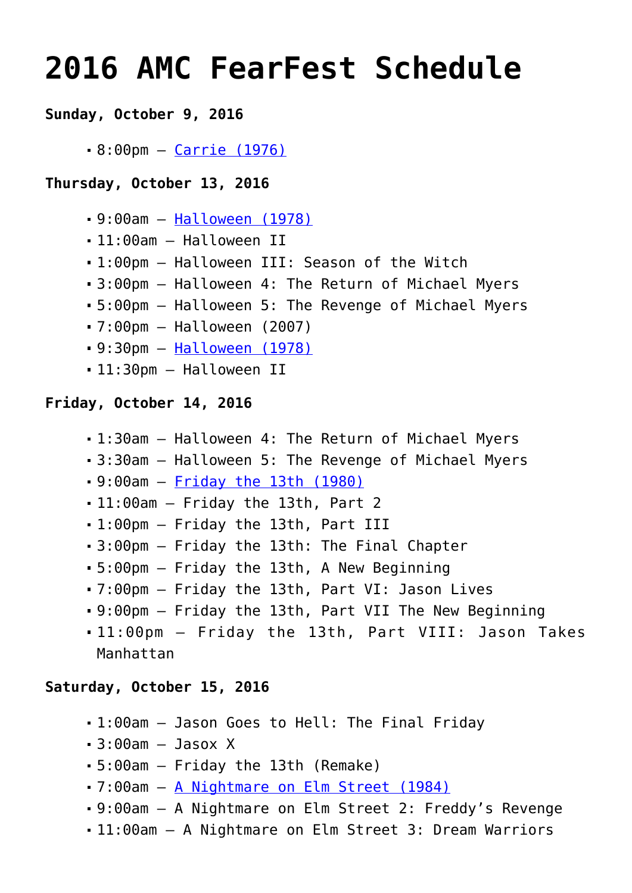# 2016 AMC FearFest Schedule

**Sunday, October 9, 2016**

- 8:00pm – [Carrie (1976)]

**Thursday, October 13, 2016**

- 9:00am – [Halloween (1978)]
- 11:00am – Halloween II
- 1:00pm – Halloween III: Season of the Witch
- 3:00pm – Halloween 4: The Return of Michael Myers
- 5:00pm – Halloween 5: The Revenge of Michael Myers
- 7:00pm – Halloween (2007)
- 9:30pm – [Halloween (1978)]
- 11:30pm – Halloween II

**Friday, October 14, 2016**

- 1:30am – Halloween 4: The Return of Michael Myers
- 3:30am – Halloween 5: The Revenge of Michael Myers
- 9:00am – [Friday the 13th (1980)]
- 11:00am – Friday the 13th, Part 2
- 1:00pm – Friday the 13th, Part III
- 3:00pm – Friday the 13th: The Final Chapter
- 5:00pm – Friday the 13th, A New Beginning
- 7:00pm – Friday the 13th, Part VI: Jason Lives
- 9:00pm – Friday the 13th, Part VII The New Beginning
- 11:00pm – Friday the 13th, Part VIII: Jason Takes Manhattan

**Saturday, October 15, 2016**

- 1:00am – Jason Goes to Hell: The Final Friday
- 3:00am – Jasox X
- 5:00am – Friday the 13th (Remake)
- 7:00am – [A Nightmare on Elm Street (1984)]
- 9:00am – A Nightmare on Elm Street 2: Freddy's Revenge
- 11:00am – A Nightmare on Elm Street 3: Dream Warriors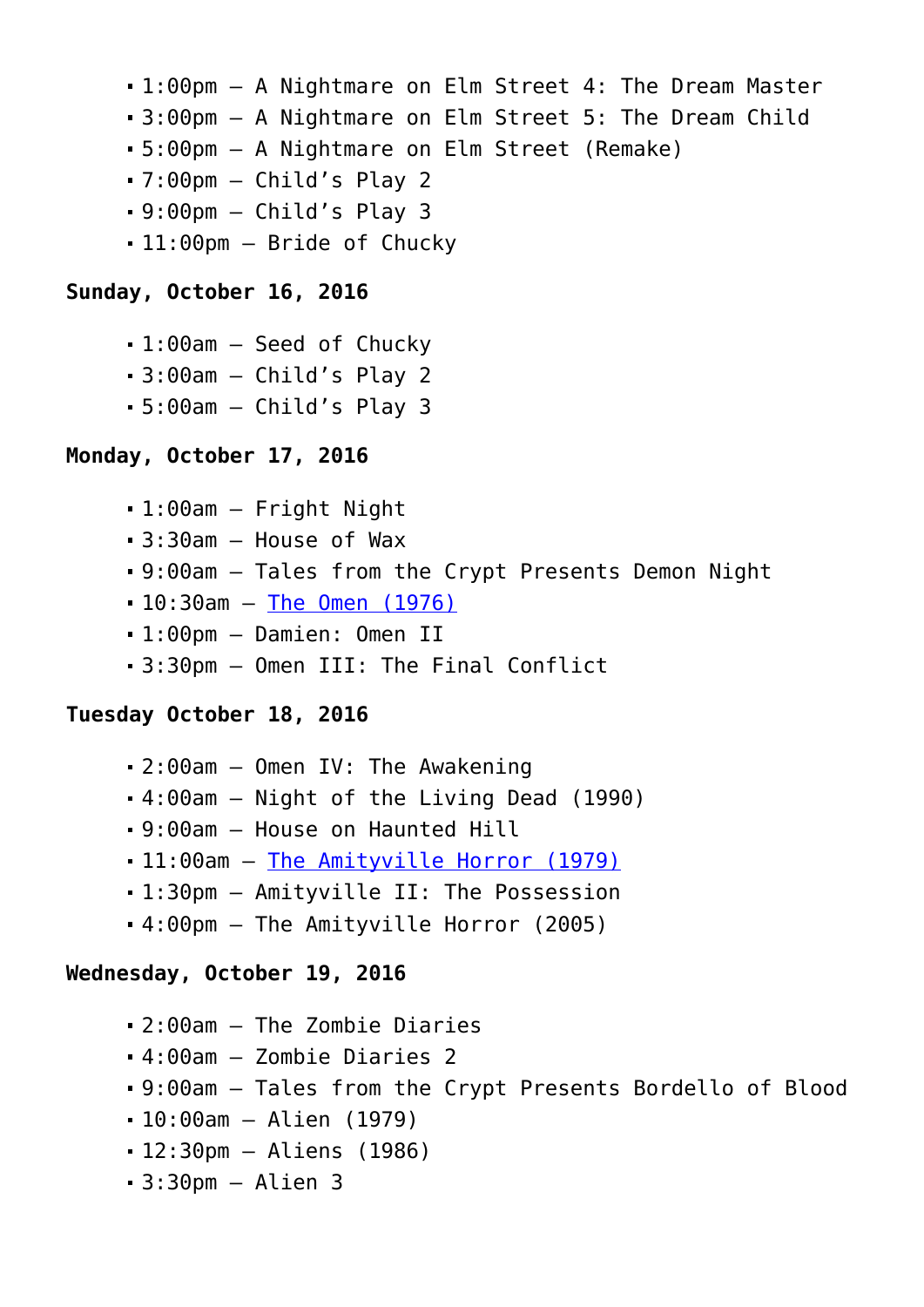- 1:00pm – A Nightmare on Elm Street 4: The Dream Master
- 3:00pm – A Nightmare on Elm Street 5: The Dream Child
- 5:00pm – A Nightmare on Elm Street (Remake)
- 7:00pm – Child's Play 2
- 9:00pm – Child's Play 3
- 11:00pm – Bride of Chucky

**Sunday, October 16, 2016**

- 1:00am – Seed of Chucky
- 3:00am – Child's Play 2
- 5:00am – Child's Play 3

**Monday, October 17, 2016**

- 1:00am – Fright Night
- 3:30am – House of Wax
- 9:00am – Tales from the Crypt Presents Demon Night
- 10:30am – The Omen (1976)
- 1:00pm – Damien: Omen II
- 3:30pm – Omen III: The Final Conflict

**Tuesday October 18, 2016**

- 2:00am – Omen IV: The Awakening
- 4:00am – Night of the Living Dead (1990)
- 9:00am – House on Haunted Hill
- 11:00am – The Amityville Horror (1979)
- 1:30pm – Amityville II: The Possession
- 4:00pm – The Amityville Horror (2005)

**Wednesday, October 19, 2016**

- 2:00am – The Zombie Diaries
- 4:00am – Zombie Diaries 2
- 9:00am – Tales from the Crypt Presents Bordello of Blood
- 10:00am – Alien (1979)
- 12:30pm – Aliens (1986)
- 3:30pm – Alien 3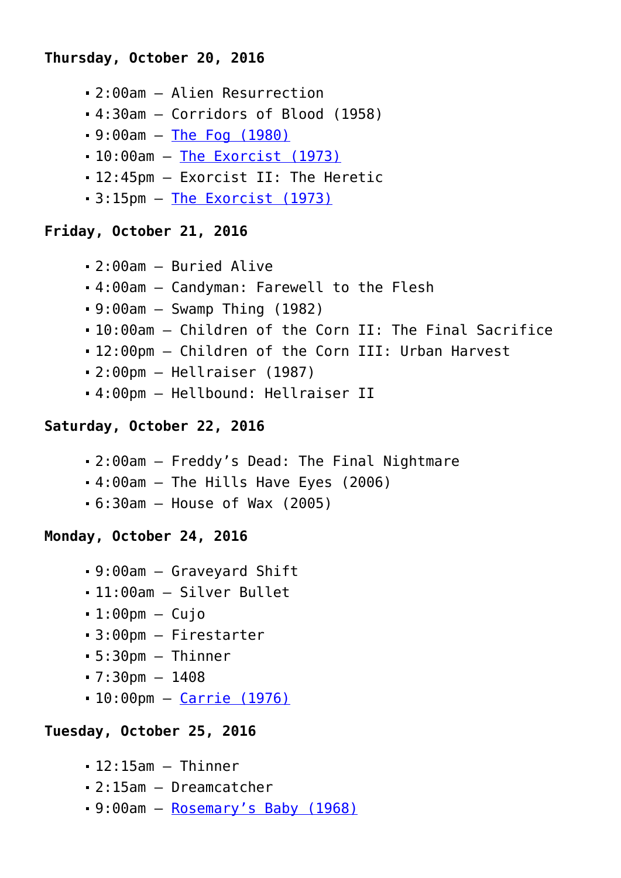**Thursday, October 20, 2016**

- 2:00am – Alien Resurrection
- 4:30am – Corridors of Blood (1958)
- 9:00am – The Fog (1980)
- 10:00am – The Exorcist (1973)
- 12:45pm – Exorcist II: The Heretic
- 3:15pm – The Exorcist (1973)

**Friday, October 21, 2016**

- 2:00am – Buried Alive
- 4:00am – Candyman: Farewell to the Flesh
- 9:00am – Swamp Thing (1982)
- 10:00am – Children of the Corn II: The Final Sacrifice
- 12:00pm – Children of the Corn III: Urban Harvest
- 2:00pm – Hellraiser (1987)
- 4:00pm – Hellbound: Hellraiser II

**Saturday, October 22, 2016**

- 2:00am – Freddy's Dead: The Final Nightmare
- 4:00am – The Hills Have Eyes (2006)
- 6:30am – House of Wax (2005)

**Monday, October 24, 2016**

- 9:00am – Graveyard Shift
- 11:00am – Silver Bullet
- 1:00pm – Cujo
- 3:00pm – Firestarter
- 5:30pm – Thinner
- 7:30pm – 1408
- 10:00pm – Carrie (1976)

**Tuesday, October 25, 2016**

- 12:15am – Thinner
- 2:15am – Dreamcatcher
- 9:00am – Rosemary's Baby (1968)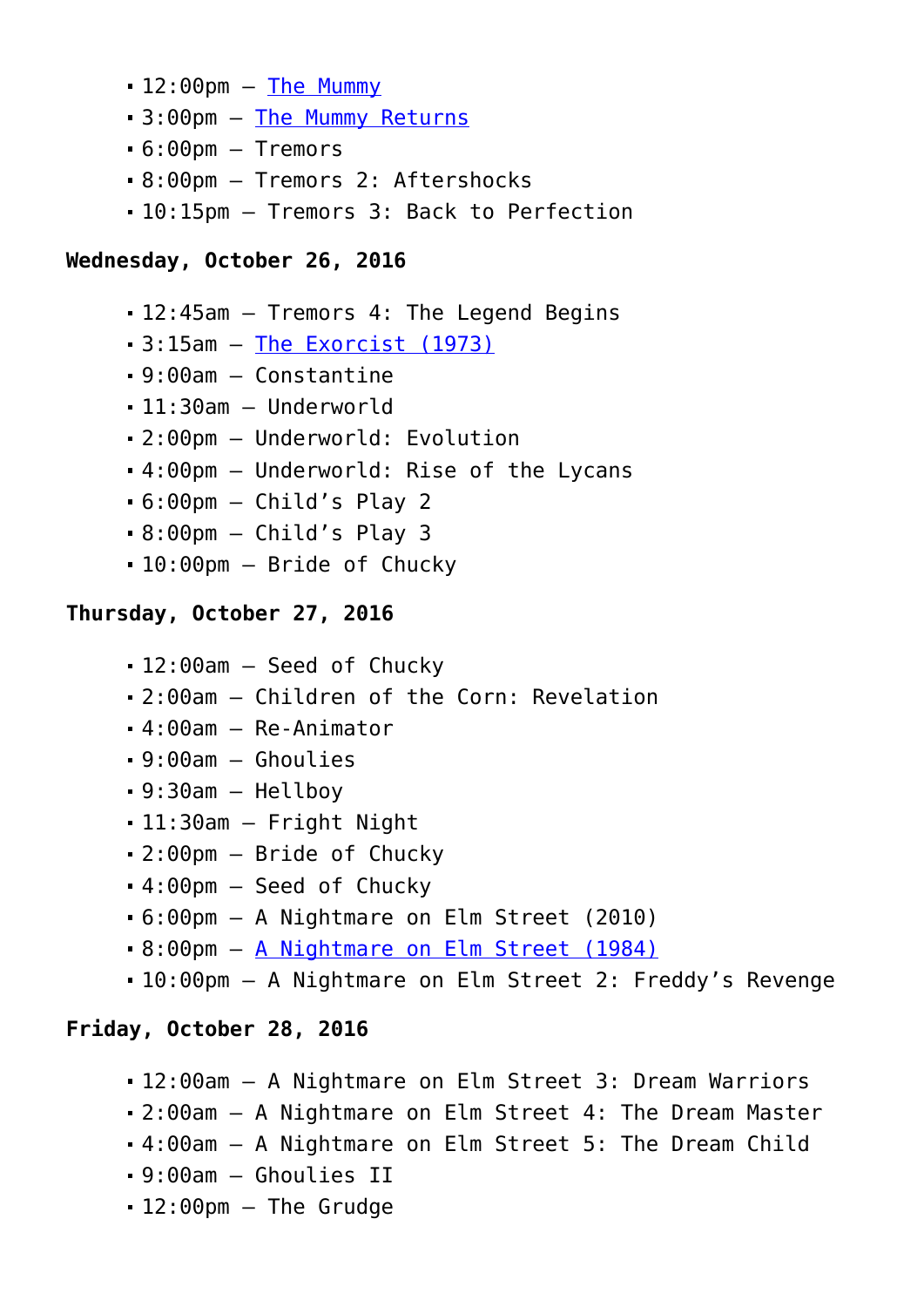- 12:00pm – The Mummy
- 3:00pm – The Mummy Returns
- 6:00pm – Tremors
- 8:00pm – Tremors 2: Aftershocks
- 10:15pm – Tremors 3: Back to Perfection

**Wednesday, October 26, 2016**

- 12:45am – Tremors 4: The Legend Begins
- 3:15am – The Exorcist (1973)
- 9:00am – Constantine
- 11:30am – Underworld
- 2:00pm – Underworld: Evolution
- 4:00pm – Underworld: Rise of the Lycans
- 6:00pm – Child's Play 2
- 8:00pm – Child's Play 3
- 10:00pm – Bride of Chucky

**Thursday, October 27, 2016**

- 12:00am – Seed of Chucky
- 2:00am – Children of the Corn: Revelation
- 4:00am – Re-Animator
- 9:00am – Ghoulies
- 9:30am – Hellboy
- 11:30am – Fright Night
- 2:00pm – Bride of Chucky
- 4:00pm – Seed of Chucky
- 6:00pm – A Nightmare on Elm Street (2010)
- 8:00pm – A Nightmare on Elm Street (1984)
- 10:00pm – A Nightmare on Elm Street 2: Freddy's Revenge

**Friday, October 28, 2016**

- 12:00am – A Nightmare on Elm Street 3: Dream Warriors
- 2:00am – A Nightmare on Elm Street 4: The Dream Master
- 4:00am – A Nightmare on Elm Street 5: The Dream Child
- 9:00am – Ghoulies II
- 12:00pm – The Grudge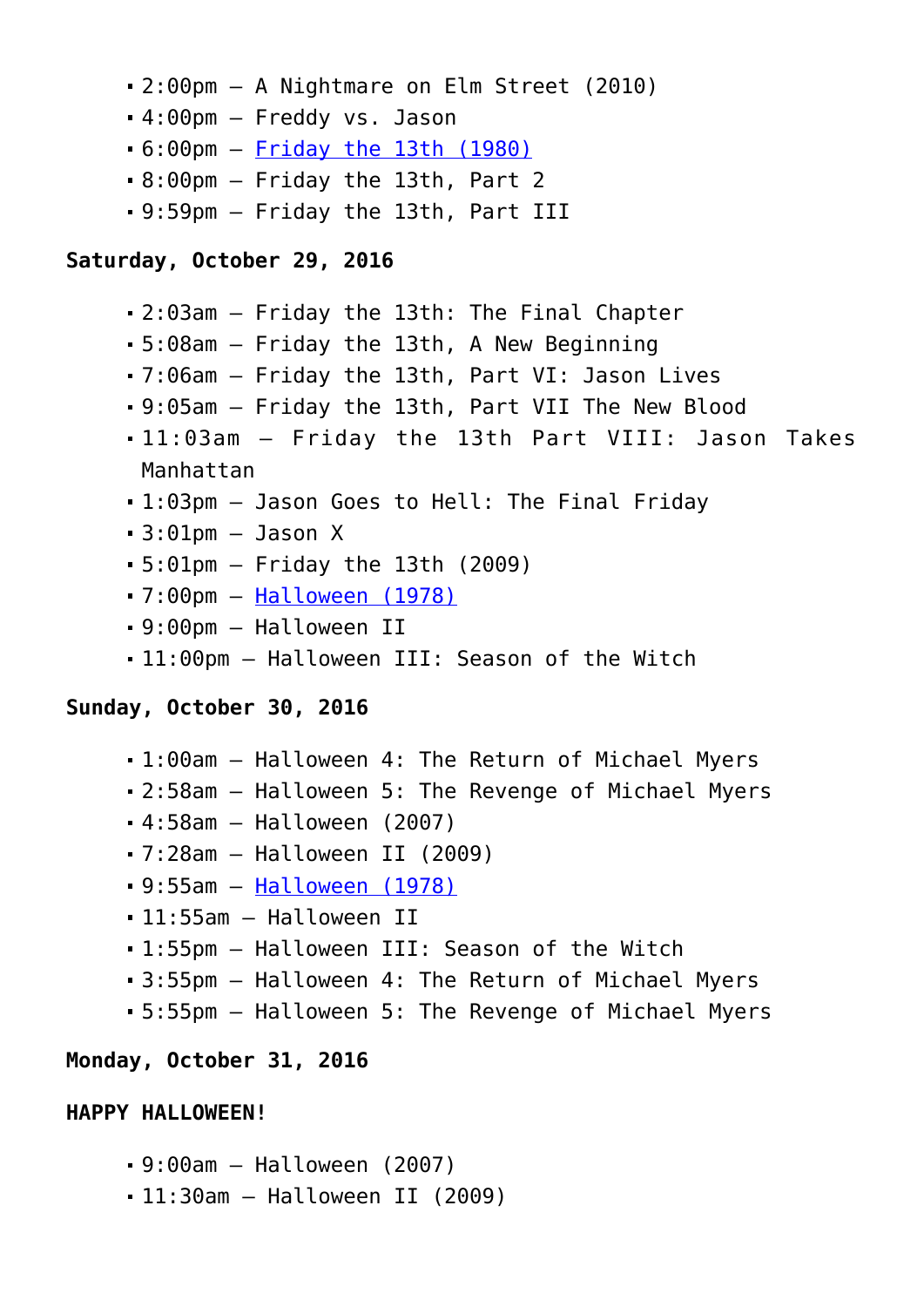- 2:00pm – A Nightmare on Elm Street (2010)
- 4:00pm – Freddy vs. Jason
- 6:00pm – [Friday the 13th (1980)]
- 8:00pm – Friday the 13th, Part 2
- 9:59pm – Friday the 13th, Part III

**Saturday, October 29, 2016**

- 2:03am – Friday the 13th: The Final Chapter
- 5:08am – Friday the 13th, A New Beginning
- 7:06am – Friday the 13th, Part VI: Jason Lives
- 9:05am – Friday the 13th, Part VII The New Blood
- 11:03am – Friday the 13th Part VIII: Jason Takes Manhattan
- 1:03pm – Jason Goes to Hell: The Final Friday
- 3:01pm – Jason X
- 5:01pm – Friday the 13th (2009)
- 7:00pm – [Halloween (1978)]
- 9:00pm – Halloween II
- 11:00pm – Halloween III: Season of the Witch

**Sunday, October 30, 2016**

- 1:00am – Halloween 4: The Return of Michael Myers
- 2:58am – Halloween 5: The Revenge of Michael Myers
- 4:58am – Halloween (2007)
- 7:28am – Halloween II (2009)
- 9:55am – [Halloween (1978)]
- 11:55am – Halloween II
- 1:55pm – Halloween III: Season of the Witch
- 3:55pm – Halloween 4: The Return of Michael Myers
- 5:55pm – Halloween 5: The Revenge of Michael Myers

**Monday, October 31, 2016**

**HAPPY HALLOWEEN!**

- 9:00am – Halloween (2007)
- 11:30am – Halloween II (2009)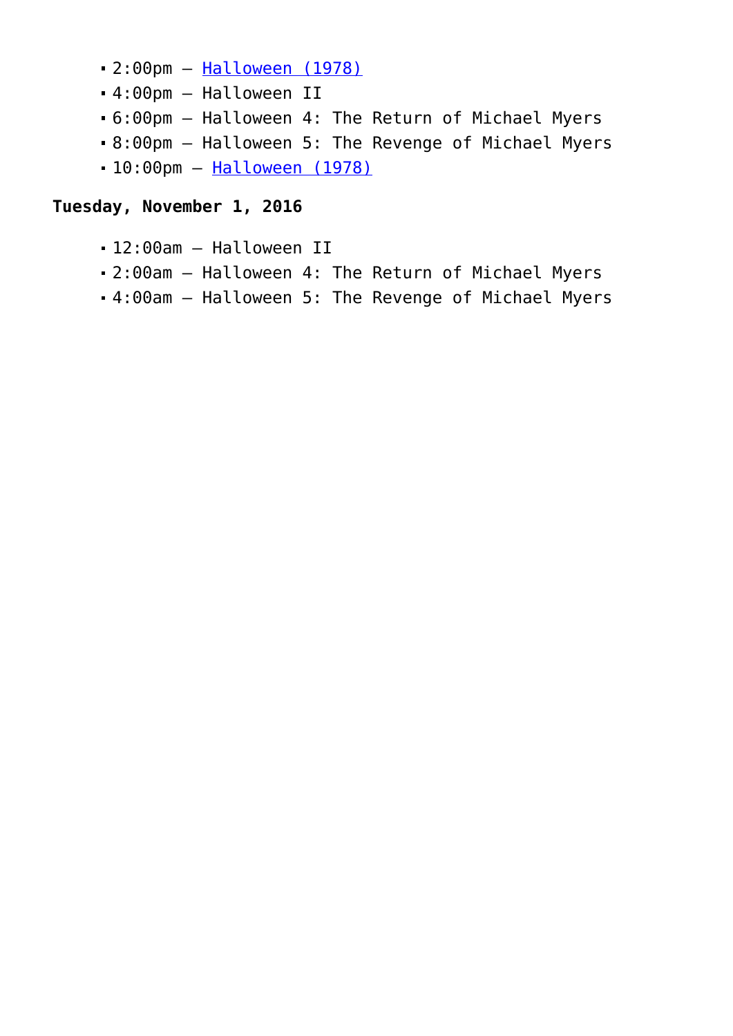- 2:00pm – Halloween (1978)
- 4:00pm – Halloween II
- 6:00pm – Halloween 4: The Return of Michael Myers
- 8:00pm – Halloween 5: The Revenge of Michael Myers
- 10:00pm – Halloween (1978)

**Tuesday, November 1, 2016**

- 12:00am – Halloween II
- 2:00am – Halloween 4: The Return of Michael Myers
- 4:00am – Halloween 5: The Revenge of Michael Myers